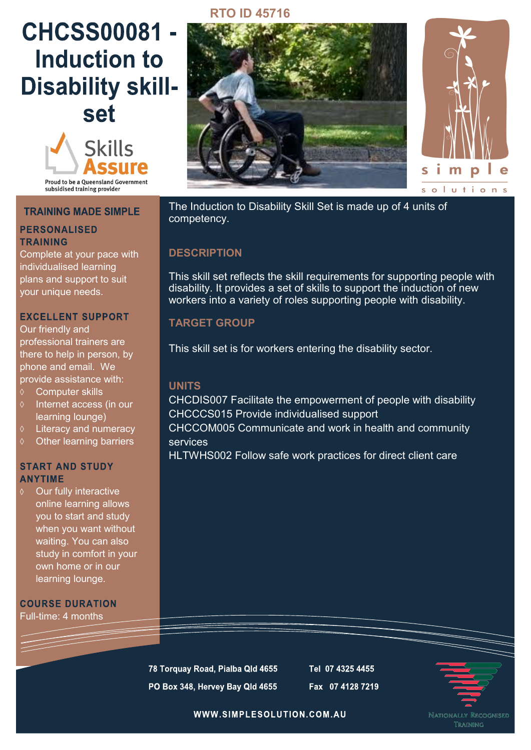RTO ID 45716

# CHCSS00081 - Induction to Disability skill-set

Skills Assure

Proud to be a Queensland Government subsidised training provider

simple solutions

## TRAINING MADE SIMPLE

### PERSONALISED TRAINING

Complete at your pace with individualised learning plans and support to suit your unique needs.

### EXCELLENT SUPPORT

Our friendly and professional trainers are there to help in person, by phone and email. We provide assistance with:

- Computer skills
- Internet access (in our learning lounge)
- Literacy and numeracy
- Other learning barriers

### START AND STUDY ANYTIME

- Our fully interactive online learning allows you to start and study when you want without waiting. You can also study in comfort in your own home or in our learning lounge.

### COURSE DURATION

Full-time: 4 months

The Induction to Disability Skill Set is made up of 4 units of competency.

## DESCRIPTION

This skill set reflects the skill requirements for supporting people with disability. It provides a set of skills to support the induction of new workers into a variety of roles supporting people with disability.

## TARGET GROUP

This skill set is for workers entering the disability sector.

## UNITS

CHCDIS007 Facilitate the empowerment of people with disability
CHCCCS015 Provide individualised support
CHCCOM005 Communicate and work in health and community services
HLTWHS002 Follow safe work practices for direct client care

**78 Torquay Road, Pialba Qld 4655**
**PO Box 348, Hervey Bay Qld 4655**

**Tel 07 4325 4455**
**Fax 07 4128 7219**

**WWW.SIMPLESOLUTION.COM.AU**

Nationally Recognised Training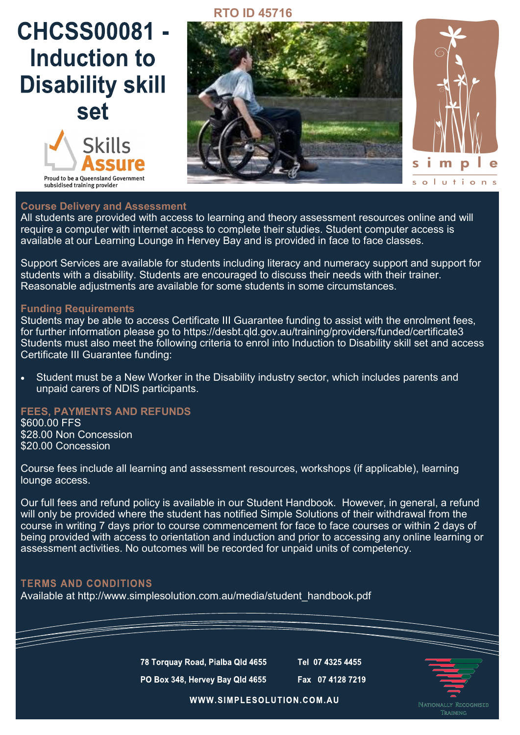RTO ID 45716

# CHCSS00081 - Induction to Disability skill set

Skills Assure

Proud to be a Queensland Government subsidised training provider

simple solutions

## Course Delivery and Assessment

All students are provided with access to learning and theory assessment resources online and will require a computer with internet access to complete their studies. Student computer access is available at our Learning Lounge in Hervey Bay and is provided in face to face classes.

Support Services are available for students including literacy and numeracy support and support for students with a disability. Students are encouraged to discuss their needs with their trainer. Reasonable adjustments are available for some students in some circumstances.

## Funding Requirements

Students may be able to access Certificate III Guarantee funding to assist with the enrolment fees, for further information please go to https://desbt.qld.gov.au/training/providers/funded/certificate3 Students must also meet the following criteria to enrol into Induction to Disability skill set and access Certificate III Guarantee funding:

- Student must be a New Worker in the Disability industry sector, which includes parents and unpaid carers of NDIS participants.

## FEES, PAYMENTS AND REFUNDS

$600.00 FFS
$28.00 Non Concession
$20.00 Concession

Course fees include all learning and assessment resources, workshops (if applicable), learning lounge access.

Our full fees and refund policy is available in our Student Handbook. However, in general, a refund will only be provided where the student has notified Simple Solutions of their withdrawal from the course in writing 7 days prior to course commencement for face to face courses or within 2 days of being provided with access to orientation and induction and prior to accessing any online learning or assessment activities. No outcomes will be recorded for unpaid units of competency.

## TERMS AND CONDITIONS

Available at http://www.simplesolution.com.au/media/student_handbook.pdf

**78 Torquay Road, Pialba Qld 4655** **Tel 07 4325 4455**

**PO Box 348, Hervey Bay Qld 4655** **Fax 07 4128 7219**

**WWW.SIMPLESOLUTION.COM.AU**

Nationally Recognised Training